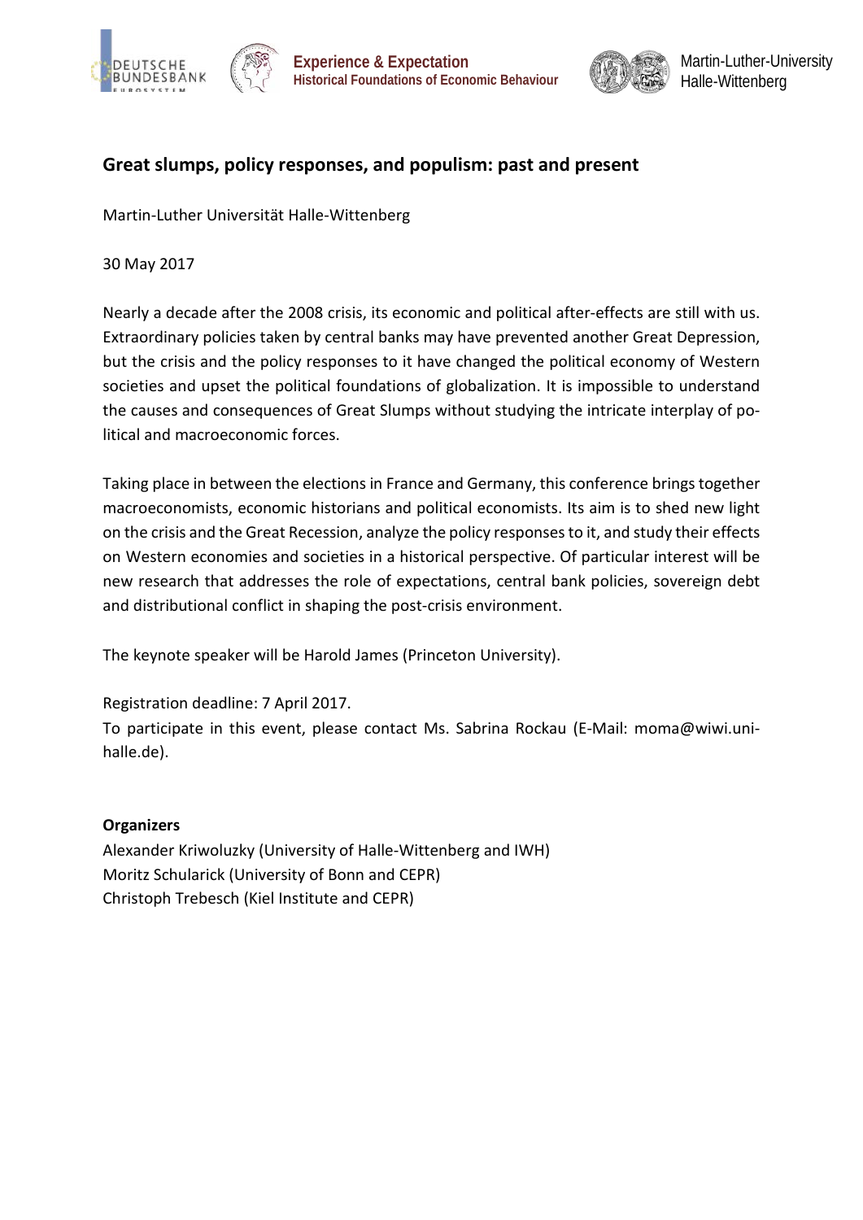Experience & Expectation
Historical Foundations of Economic Behaviour

Martin-Luther-University Halle-Wittenberg

## Great slumps, policy responses, and populism: past and present

Martin-Luther Universität Halle-Wittenberg

30 May 2017

Nearly a decade after the 2008 crisis, its economic and political after-effects are still with us. Extraordinary policies taken by central banks may have prevented another Great Depression, but the crisis and the policy responses to it have changed the political economy of Western societies and upset the political foundations of globalization. It is impossible to understand the causes and consequences of Great Slumps without studying the intricate interplay of political and macroeconomic forces.

Taking place in between the elections in France and Germany, this conference brings together macroeconomists, economic historians and political economists. Its aim is to shed new light on the crisis and the Great Recession, analyze the policy responses to it, and study their effects on Western economies and societies in a historical perspective. Of particular interest will be new research that addresses the role of expectations, central bank policies, sovereign debt and distributional conflict in shaping the post-crisis environment.

The keynote speaker will be Harold James (Princeton University).

Registration deadline: 7 April 2017.
To participate in this event, please contact Ms. Sabrina Rockau (E-Mail: moma@wiwi.uni-halle.de).

**Organizers**
Alexander Kriwoluzky (University of Halle-Wittenberg and IWH)
Moritz Schularick (University of Bonn and CEPR)
Christoph Trebesch (Kiel Institute and CEPR)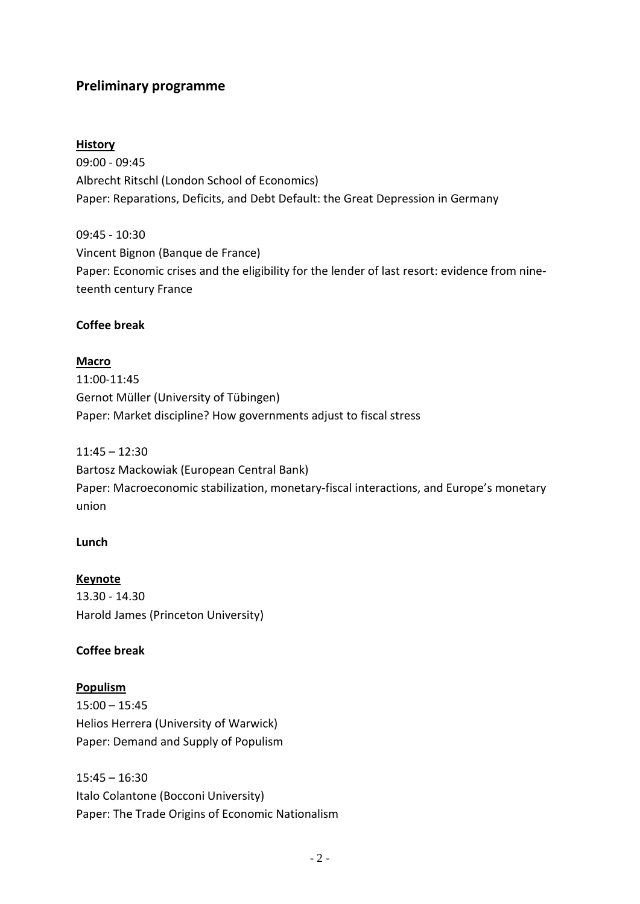## Preliminary programme

**History**

09:00 - 09:45
Albrecht Ritschl (London School of Economics)
Paper: Reparations, Deficits, and Debt Default: the Great Depression in Germany

09:45 - 10:30
Vincent Bignon (Banque de France)
Paper: Economic crises and the eligibility for the lender of last resort: evidence from nineteenth century France

**Coffee break**

**Macro**

11:00-11:45
Gernot Müller (University of Tübingen)
Paper: Market discipline? How governments adjust to fiscal stress

11:45 – 12:30
Bartosz Mackowiak (European Central Bank)
Paper: Macroeconomic stabilization, monetary-fiscal interactions, and Europe's monetary union

**Lunch**

**Keynote**

13.30 - 14.30
Harold James (Princeton University)

**Coffee break**

**Populism**

15:00 – 15:45
Helios Herrera (University of Warwick)
Paper: Demand and Supply of Populism

15:45 – 16:30
Italo Colantone (Bocconi University)
Paper: The Trade Origins of Economic Nationalism